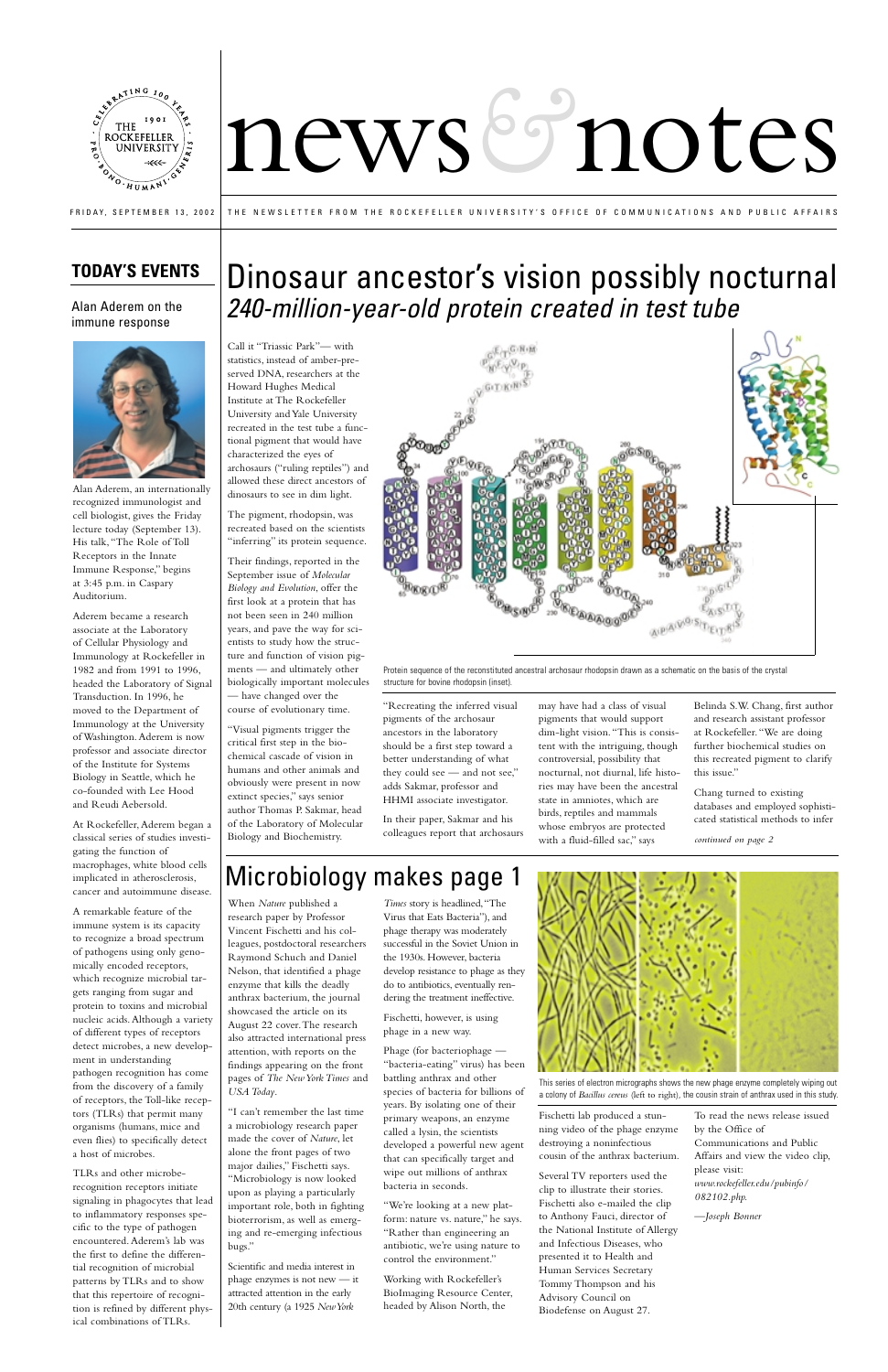# news & notes

FRIDAY, SEPTEMBER 13, 2002 THE NEWSLETTER FROM THE ROCKEFELLER UNIVERSITY'S OFFICE OF COMMUNICATIONS AND PUBLIC AFFAIRS

## TODAY'S EVENTS

### Alan Aderem on the immune response

Alan Aderem, an internationally recognized immunologist and cell biologist, gives the Friday lecture today (September 13). His talk, "The Role of Toll Receptors in the Innate Immune Response," begins at 3:45 p.m. in Caspary Auditorium.

Aderem became a research associate at the Laboratory of Cellular Physiology and Immunology at Rockefeller in 1982 and from 1991 to 1996, headed the Laboratory of Signal Transduction. In 1996, he moved to the Department of Immunology at the University of Washington. Aderem is now professor and associate director of the Institute for Systems Biology in Seattle, which he co-founded with Lee Hood and Reudi Aebersold.

At Rockefeller, Aderem began a classical series of studies investigating the function of macrophages, white blood cells implicated in atherosclerosis, cancer and autoimmune disease.

A remarkable feature of the immune system is its capacity to recognize a broad spectrum of pathogens using only genomically encoded receptors, which recognize microbial targets ranging from sugar and protein to toxins and microbial nucleic acids. Although a variety of different types of receptors detect microbes, a new development in understanding pathogen recognition has come from the discovery of a family of receptors, the Toll-like receptors (TLRs) that permit many organisms (humans, mice and even flies) to specifically detect a host of microbes.

TLRs and other microbe-recognition receptors initiate signaling in phagocytes that lead to inflammatory responses specific to the type of pathogen encountered. Aderem's lab was the first to define the differential recognition of microbial patterns by TLRs and to show that this repertoire of recognition is refined by different physical combinations of TLRs.

# Dinosaur ancestor's vision possibly nocturnal

## *240-million-year-old protein created in test tube*

Call it "Triassic Park"— with statistics, instead of amber-preserved DNA, researchers at the Howard Hughes Medical Institute at The Rockefeller University and Yale University recreated in the test tube a functional pigment that would have characterized the eyes of archosaurs ("ruling reptiles") and allowed these direct ancestors of dinosaurs to see in dim light.

The pigment, rhodopsin, was recreated based on the scientists "inferring" its protein sequence.

Their findings, reported in the September issue of *Molecular Biology and Evolution*, offer the first look at a protein that has not been seen in 240 million years, and pave the way for scientists to study how the structure and function of vision pigments — and ultimately other biologically important molecules — have changed over the course of evolutionary time.

"Visual pigments trigger the critical first step in the biochemical cascade of vision in humans and other animals and obviously were present in now extinct species," says senior author Thomas P. Sakmar, head of the Laboratory of Molecular Biology and Biochemistry.

Protein sequence of the reconstituted ancestral archosaur rhodopsin drawn as a schematic on the basis of the crystal structure for bovine rhodopsin (inset).

"Recreating the inferred visual pigments of the archosaur ancestors in the laboratory should be a first step toward a better understanding of what they could see — and not see," adds Sakmar, professor and HHMI associate investigator.

In their paper, Sakmar and his colleagues report that archosaurs may have had a class of visual pigments that would support dim-light vision. "This is consistent with the intriguing, though controversial, possibility that nocturnal, not diurnal, life histories may have been the ancestral state in amniotes, which are birds, reptiles and mammals whose embryos are protected with a fluid-filled sac," says Belinda S.W. Chang, first author and research assistant professor at Rockefeller. "We are doing further biochemical studies on this recreated pigment to clarify this issue."

Chang turned to existing databases and employed sophisticated statistical methods to infer

*continued on page 2*

# Microbiology makes page 1

When *Nature* published a research paper by Professor Vincent Fischetti and his colleagues, postdoctoral researchers Raymond Schuch and Daniel Nelson, that identified a phage enzyme that kills the deadly anthrax bacterium, the journal showcased the article on its August 22 cover. The research also attracted international press attention, with reports on the findings appearing on the front pages of *The New York Times* and *USA Today*.

"I can't remember the last time a microbiology research paper made the cover of *Nature*, let alone the front pages of two major dailies," Fischetti says. "Microbiology is now looked upon as playing a particularly important role, both in fighting bioterrorism, as well as emerging and re-emerging infectious bugs."

Scientific and media interest in phage enzymes is not new — it attracted attention in the early 20th century (a 1925 *New York Times* story is headlined, "The Virus that Eats Bacteria"), and phage therapy was moderately successful in the Soviet Union in the 1930s. However, bacteria develop resistance to phage as they do to antibiotics, eventually rendering the treatment ineffective.

Fischetti, however, is using phage in a new way.

Phage (for bacteriophage — "bacteria-eating" virus) has been battling anthrax and other species of bacteria for billions of years. By isolating one of their primary weapons, an enzyme called a lysin, the scientists developed a powerful new agent that can specifically target and wipe out millions of anthrax bacteria in seconds.

"We're looking at a new platform: nature vs. nature," he says. "Rather than engineering an antibiotic, we're using nature to control the environment."

Working with Rockefeller's BioImaging Resource Center, headed by Alison North, the Fischetti lab produced a stunning video of the phage enzyme destroying a noninfectious cousin of the anthrax bacterium.

This series of electron micrographs shows the new phage enzyme completely wiping out a colony of *Bacillus cereus* (left to right), the cousin strain of anthrax used in this study.

Several TV reporters used the clip to illustrate their stories. Fischetti also e-mailed the clip to Anthony Fauci, director of the National Institute of Allergy and Infectious Diseases, who presented it to Health and Human Services Secretary Tommy Thompson and his Advisory Council on Biodefense on August 27.

To read the news release issued by the Office of Communications and Public Affairs and view the video clip, please visit: *www.rockefeller.edu/pubinfo/082102.php*.

*—Joseph Bonner*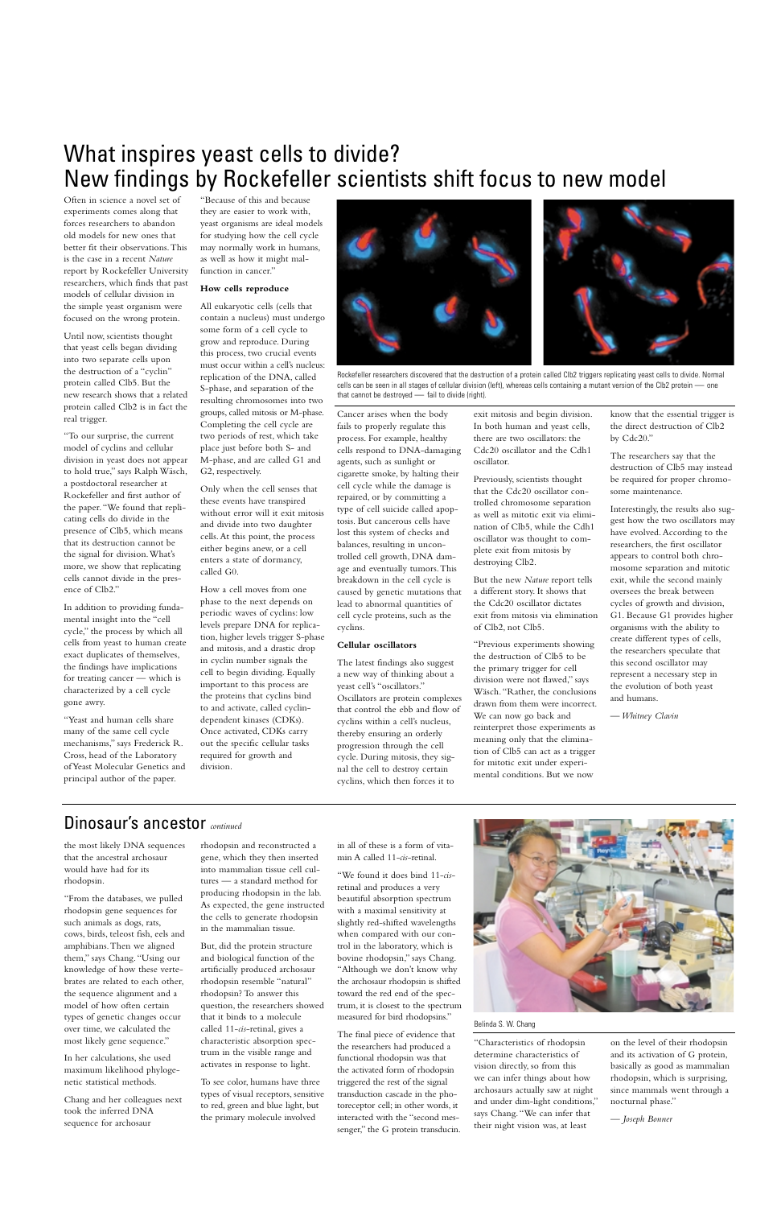# What inspires yeast cells to divide? New findings by Rockefeller scientists shift focus to new model

Often in science a novel set of experiments comes along that forces researchers to abandon old models for new ones that better fit their observations. This is the case in a recent *Nature* report by Rockefeller University researchers, which finds that past models of cellular division in the simple yeast organism were focused on the wrong protein.

Until now, scientists thought that yeast cells began dividing into two separate cells upon the destruction of a "cyclin" protein called Clb5. But the new research shows that a related protein called Clb2 is in fact the real trigger.

"To our surprise, the current model of cyclins and cellular division in yeast does not appear to hold true," says Ralph Wäsch, a postdoctoral researcher at Rockefeller and first author of the paper. "We found that replicating cells do divide in the presence of Clb5, which means that its destruction cannot be the signal for division. What's more, we show that replicating cells cannot divide in the presence of Clb2."

In addition to providing fundamental insight into the "cell cycle," the process by which all cells from yeast to human create exact duplicates of themselves, the findings have implications for treating cancer — which is characterized by a cell cycle gone awry.

"Yeast and human cells share many of the same cell cycle mechanisms," says Frederick R. Cross, head of the Laboratory of Yeast Molecular Genetics and principal author of the paper. "Because of this and because they are easier to work with, yeast organisms are ideal models for studying how the cell cycle may normally work in humans, as well as how it might malfunction in cancer."

**How cells reproduce**

All eukaryotic cells (cells that contain a nucleus) must undergo some form of a cell cycle to grow and reproduce. During this process, two crucial events must occur within a cell's nucleus: replication of the DNA, called S-phase, and separation of the resulting chromosomes into two groups, called mitosis or M-phase. Completing the cell cycle are two periods of rest, which take place just before both S- and M-phase, and are called G1 and G2, respectively.

Only when the cell senses that these events have transpired without error will it exit mitosis and divide into two daughter cells. At this point, the process either begins anew, or a cell enters a state of dormancy, called G0.

How a cell moves from one phase to the next depends on periodic waves of cyclins: low levels prepare DNA for replication, higher levels trigger S-phase and mitosis, and a drastic drop in cyclin number signals the cell to begin dividing. Equally important to this process are the proteins that cyclins bind to and activate, called cyclin-dependent kinases (CDKs). Once activated, CDKs carry out the specific cellular tasks required for growth and division.

Rockefeller researchers discovered that the destruction of a protein called Clb2 triggers replicating yeast cells to divide. Normal cells can be seen in all stages of cellular division (left), whereas cells containing a mutant version of the Clb2 protein — one that cannot be destroyed — fail to divide (right).

Cancer arises when the body fails to properly regulate this process. For example, healthy cells respond to DNA-damaging agents, such as sunlight or cigarette smoke, by halting their cell cycle while the damage is repaired, or by committing a type of cell suicide called apoptosis. But cancerous cells have lost this system of checks and balances, resulting in uncontrolled cell growth, DNA damage and eventually tumors. This breakdown in the cell cycle is caused by genetic mutations that lead to abnormal quantities of cell cycle proteins, such as the cyclins.

**Cellular oscillators**

The latest findings also suggest a new way of thinking about a yeast cell's "oscillators." Oscillators are protein complexes that control the ebb and flow of cyclins within a cell's nucleus, thereby ensuring an orderly progression through the cell cycle. During mitosis, they signal the cell to destroy certain cyclins, which then forces it to exit mitosis and begin division. In both human and yeast cells, there are two oscillators: the Cdc20 oscillator and the Cdh1 oscillator.

Previously, scientists thought that the Cdc20 oscillator controlled chromosome separation as well as mitotic exit via elimination of Clb5, while the Cdh1 oscillator was thought to complete exit from mitosis by destroying Clb2.

But the new *Nature* report tells a different story. It shows that the Cdc20 oscillator dictates exit from mitosis via elimination of Clb2, not Clb5.

"Previous experiments showing the destruction of Clb5 to be the primary trigger for cell division were not flawed," says Wäsch. "Rather, the conclusions drawn from them were incorrect. We can now go back and reinterpret those experiments as meaning only that the elimination of Clb5 can act as a trigger for mitotic exit under experimental conditions. But we now know that the essential trigger is the direct destruction of Clb2 by Cdc20."

The researchers say that the destruction of Clb5 may instead be required for proper chromosome maintenance.

Interestingly, the results also suggest how the two oscillators may have evolved. According to the researchers, the first oscillator appears to control both chromosome separation and mitotic exit, while the second mainly oversees the break between cycles of growth and division, G1. Because G1 provides higher organisms with the ability to create different types of cells, the researchers speculate that this second oscillator may represent a necessary step in the evolution of both yeast and humans.

*— Whitney Clavin*

## Dinosaur's ancestor *continued*

the most likely DNA sequences that the ancestral archosaur would have had for its rhodopsin.

"From the databases, we pulled rhodopsin gene sequences for such animals as dogs, rats, cows, birds, teleost fish, eels and amphibians. Then we aligned them," says Chang. "Using our knowledge of how these vertebrates are related to each other, the sequence alignment and a model of how often certain types of genetic changes occur over time, we calculated the most likely gene sequence."

In her calculations, she used maximum likelihood phylogenetic statistical methods.

Chang and her colleagues next took the inferred DNA sequence for archosaur rhodopsin and reconstructed a gene, which they then inserted into mammalian tissue cell cultures — a standard method for producing rhodopsin in the lab. As expected, the gene instructed the cells to generate rhodopsin in the mammalian tissue.

But, did the protein structure and biological function of the artificially produced archosaur rhodopsin resemble "natural" rhodopsin? To answer this question, the researchers showed that it binds to a molecule called 11-*cis*-retinal, gives a characteristic absorption spectrum in the visible range and activates in response to light.

To see color, humans have three types of visual receptors, sensitive to red, green and blue light, but the primary molecule involved in all of these is a form of vitamin A called 11-*cis*-retinal.

"We found it does bind 11-*cis*-retinal and produces a very beautiful absorption spectrum with a maximal sensitivity at slightly red-shifted wavelengths when compared with our control in the laboratory, which is bovine rhodopsin," says Chang. "Although we don't know why the archosaur rhodopsin is shifted toward the red end of the spectrum, it is closest to the spectrum measured for bird rhodopsins."

The final piece of evidence that the researchers had produced a functional rhodopsin was that the activated form of rhodopsin triggered the rest of the signal transduction cascade in the photoreceptor cell; in other words, it interacted with the "second messenger," the G protein transducin.

Belinda S. W. Chang

"Characteristics of rhodopsin determine characteristics of vision directly, so from this we can infer things about how archosaurs saw at night and under dim-light conditions," says Chang. "We can infer that their night vision was, at least on the level of their rhodopsin and its activation of G protein, basically as good as mammalian rhodopsin, which is surprising, since mammals went through a nocturnal phase."

*— Joseph Bonner*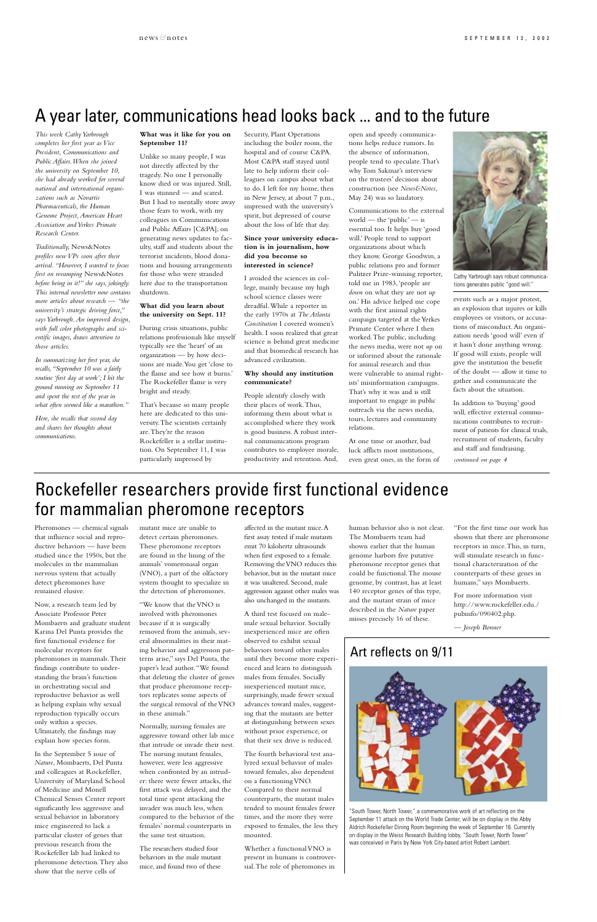# A year later, communications head looks back ... and to the future

*This week Cathy Yarbrough completes her first year as Vice President, Communications and Public Affairs. When she joined the university on September 10, she had already worked for several national and international organizations such as Novartis Pharmaceuticals, the Human Genome Project, American Heart Association and Yerkes Primate Research Center.*

*Traditionally,* News&Notes *profiles new VPs soon after their arrival. "However, I wanted to focus first on revamping* News&Notes *before being in it!" she says, jokingly. This internal newsletter now contains more articles about research — "the university's strategic driving force," says Yarbrough. An improved design, with full color photographs and scientific images, draws attention to those articles.*

*In summarizing her first year, she recalls, "September 10 was a fairly routine 'first day at work'; I hit the ground running on September 11 and spent the rest of the year in what often seemed like a marathon."*

*Here, she recalls that second day and shares her thoughts about communications.*

**What was it like for you on September 11?**

Unlike so many people, I was not directly affected by the tragedy. No one I personally know died or was injured. Still, I was stunned — and scared. But I had to mentally store away those fears to work, with my colleagues in Communications and Public Affairs [C&PA], on generating news updates to faculty, staff and students about the terrorist incidents, blood donations and housing arrangements for those who were stranded here due to the transportation shutdown.

**What did you learn about the university on Sept. 11?**

During crisis situations, public relations professionals like myself typically see the 'heart' of an organization — by how decisions are made. You get 'close to the flame and see how it burns.' The Rockefeller flame is very bright and steady.

That's because so many people here are dedicated to this university. The scientists certainly are. They're the reason Rockefeller is a stellar institution. On September 11, I was particularly impressed by Security, Plant Operations including the boiler room, the hospital and of course C&PA. Most C&PA staff stayed until late to help inform their colleagues on campus about what to do. I left for my home, then in New Jersey, at about 7 p.m., impressed with the university's spirit, but depressed of course about the loss of life that day.

**Since your university education is in journalism, how did you become so interested in science?**

I avoided the sciences in college, mainly because my high school science classes were dreadful. While a reporter in the early 1970s at *The Atlanta Constitution* I covered women's health. I soon realized that great science is behind great medicine and that biomedical research has advanced civilization.

**Why should any institution communicate?**

People identify closely with their places of work. Thus, informing them about what is accomplished where they work is good business. A robust internal communications program contributes to employee morale, productivity and retention. And, open and speedy communications helps reduce rumors. In the absence of information, people tend to speculate. That's why Tom Sakmar's interview on the trustees' decision about construction (see *News&Notes*, May 24) was so laudatory.

Communications to the external world — the 'public' — is essential too. It helps buy 'good will.' People tend to support organizations about which they know. George Goodwin, a public relations pro and former Pulitzer Prize-winning reporter, told me in 1983, 'people are *down* on what they are not *up* on.' His advice helped me cope with the first animal rights campaign targeted at the Yerkes Primate Center where I then worked. The public, including the news media, were not *up* on or informed about the rationale for animal research and thus were vulnerable to animal rightists' misinformation campaigns. That's why it was and is still important to engage in public outreach via the news media, tours, lectures and community relations.

At one time or another, bad luck afflicts most institutions, even great ones, in the form of events such as a major protest, an explosion that injures or kills employees or visitors, or accusations of misconduct. An organization needs 'good will' even if it hasn't done anything wrong. If good will exists, people will give the institution the benefit of the doubt — allow it time to gather and communicate the facts about the situation.

Cathy Yarbrough says robust communications generates public "good will."

In addition to 'buying' good will, effective external communications contributes to recruitment of patients for clinical trials, recruitment of students, faculty and staff and fundraising.

*continued on page 4*

# Rockefeller researchers provide first functional evidence for mammalian pheromone receptors

Pheromones — chemical signals that influence social and reproductive behaviors — have been studied since the 1950s, but the molecules in the mammalian nervous system that actually detect pheromones have remained elusive.

Now, a research team led by Associate Professor Peter Mombaerts and graduate student Karina Del Punta provides the first functional evidence for molecular receptors for pheromones in mammals. Their findings contribute to understanding the brain's function in orchestrating social and reproductive behavior as well as helping explain why sexual reproduction typically occurs only within a species. Ultimately, the findings may explain how species form.

In the September 5 issue of *Nature*, Mombaerts, Del Punta and colleagues at Rockefeller, University of Maryland School of Medicine and Monell Chemical Senses Center report significantly less aggressive and sexual behavior in laboratory mice engineered to lack a particular cluster of genes that previous research from the Rockefeller lab had linked to pheromone detection. They also show that the nerve cells of mutant mice are unable to detect certain pheromones. These pheromone receptors are found in the lining of the animals' vomeronasal organ (VNO), a part of the olfactory system thought to specialize in the detection of pheromones.

"We know that the VNO is involved with pheromones because if it is surgically removed from the animals, several abnormalities in their mating behavior and aggression patterns arise," says Del Punta, the paper's lead author. "We found that deleting the cluster of genes that produce pheromone receptors replicates some aspects of the surgical removal of the VNO in these animals."

Normally, nursing females are aggressive toward other lab mice that intrude or invade their nest. The nursing mutant females, however, were less aggressive when confronted by an intruder: there were fewer attacks, the first attack was delayed, and the total time spent attacking the invader was much less, when compared to the behavior of the females' normal counterparts in the same test situation.

The researchers studied four behaviors in the male mutant mice, and found two of these affected in the mutant mice. A first assay tested if male mutants emit 70 kilohertz ultrasounds when first exposed to a female. Removing the VNO reduces this behavior, but in the mutant mice it was unaltered. Second, male aggression against other males was also unchanged in the mutants.

A third test focused on male-male sexual behavior. Socially inexperienced mice are often observed to exhibit sexual behaviors toward other males until they become more experienced and learn to distinguish males from females. Socially inexperienced mutant mice, surprisingly, made fewer sexual advances toward males, suggesting that the mutants are better at distinguishing between sexes without prior experience, or that their sex drive is reduced.

The fourth behavioral test analyzed sexual behavior of males toward females, also dependent on a functioning VNO. Compared to their normal counterparts, the mutant males tended to mount females fewer times, and the more they were exposed to females, the less they mounted.

Whether a functional VNO is present in humans is controversial. The role of pheromones in human behavior also is not clear. The Mombaerts team had shown earlier that the human genome harbors five putative pheromone receptor genes that could be functional. The mouse genome, by contrast, has at least 140 receptor genes of this type, and the mutant strain of mice described in the *Nature* paper misses precisely 16 of these.

"For the first time our work has shown that there are pheromone receptors in mice. This, in turn, will stimulate research in functional characterization of the counterparts of these genes in humans," says Mombaerts.

For more information visit http://www.rockefeller.edu./pubinfo/090402.php.

*— Joseph Bonner*

## Art reflects on 9/11

"South Tower, North Tower," a commemorative work of art reflecting on the September 11 attack on the World Trade Center, will be on display in the Abby Aldrich Rockefeller Dining Room beginning the week of September 16. Currently on display in the Weiss Research Building lobby, "South Tower, North Tower" was conceived in Paris by New York City-based artist Robert Lambert.